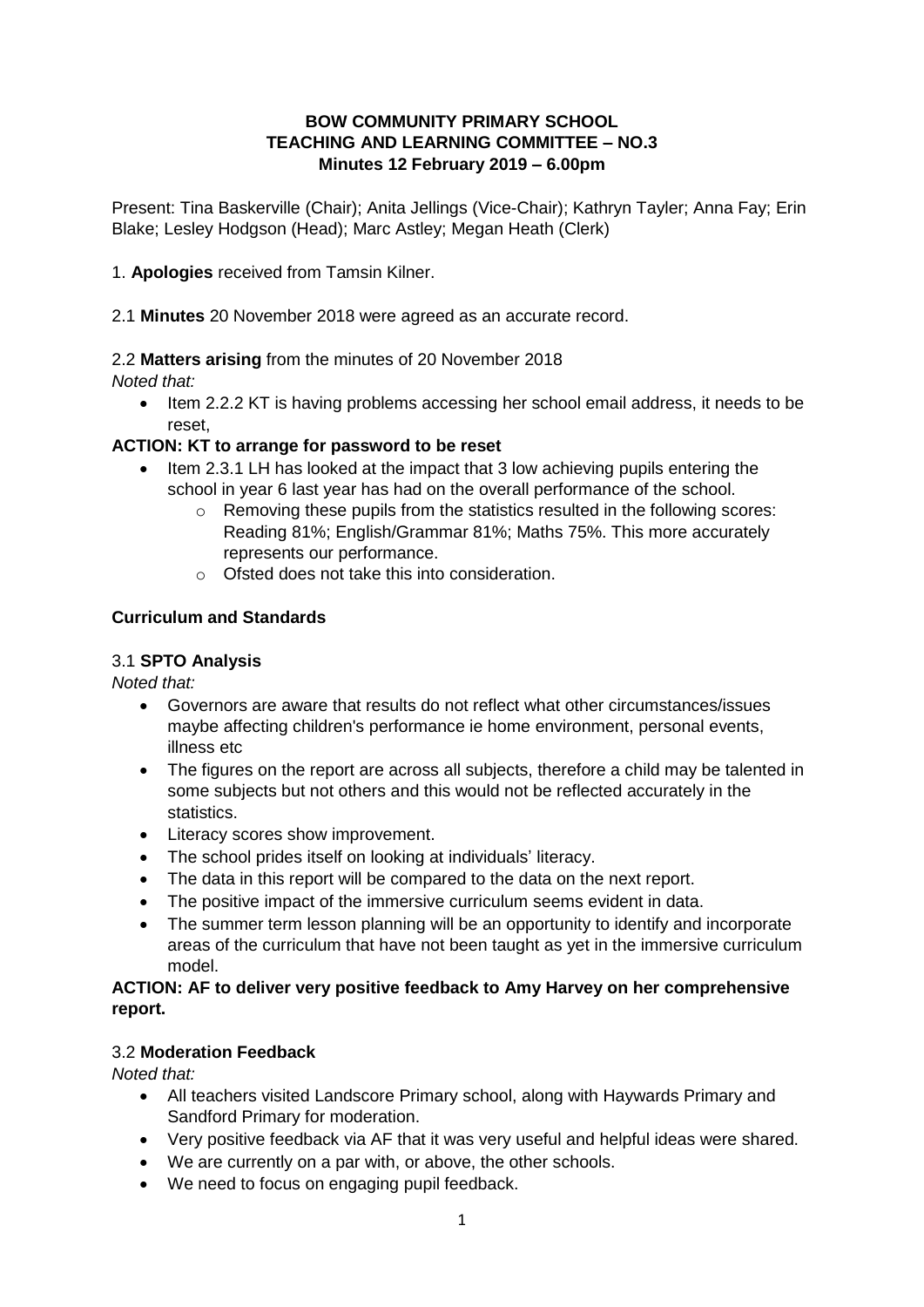**BOW COMMUNITY PRIMARY SCHOOL**
**TEACHING AND LEARNING COMMITTEE – NO.3**
**Minutes 12 February 2019 – 6.00pm**

Present: Tina Baskerville (Chair); Anita Jellings (Vice-Chair); Kathryn Tayler; Anna Fay; Erin Blake; Lesley Hodgson (Head); Marc Astley; Megan Heath (Clerk)

1. **Apologies** received from Tamsin Kilner.

2.1 **Minutes** 20 November 2018 were agreed as an accurate record.

2.2 **Matters arising** from the minutes of 20 November 2018

*Noted that:*

- Item 2.2.2 KT is having problems accessing her school email address, it needs to be reset,

**ACTION: KT to arrange for password to be reset**

- Item 2.3.1 LH has looked at the impact that 3 low achieving pupils entering the school in year 6 last year has had on the overall performance of the school.
  - Removing these pupils from the statistics resulted in the following scores: Reading 81%; English/Grammar 81%; Maths 75%. This more accurately represents our performance.
  - Ofsted does not take this into consideration.

**Curriculum and Standards**

3.1 **SPTO Analysis**

*Noted that:*

- Governors are aware that results do not reflect what other circumstances/issues maybe affecting children's performance ie home environment, personal events, illness etc
- The figures on the report are across all subjects, therefore a child may be talented in some subjects but not others and this would not be reflected accurately in the statistics.
- Literacy scores show improvement.
- The school prides itself on looking at individuals' literacy.
- The data in this report will be compared to the data on the next report.
- The positive impact of the immersive curriculum seems evident in data.
- The summer term lesson planning will be an opportunity to identify and incorporate areas of the curriculum that have not been taught as yet in the immersive curriculum model.

**ACTION: AF to deliver very positive feedback to Amy Harvey on her comprehensive report.**

3.2 **Moderation Feedback**

*Noted that:*

- All teachers visited Landscore Primary school, along with Haywards Primary and Sandford Primary for moderation.
- Very positive feedback via AF that it was very useful and helpful ideas were shared.
- We are currently on a par with, or above, the other schools.
- We need to focus on engaging pupil feedback.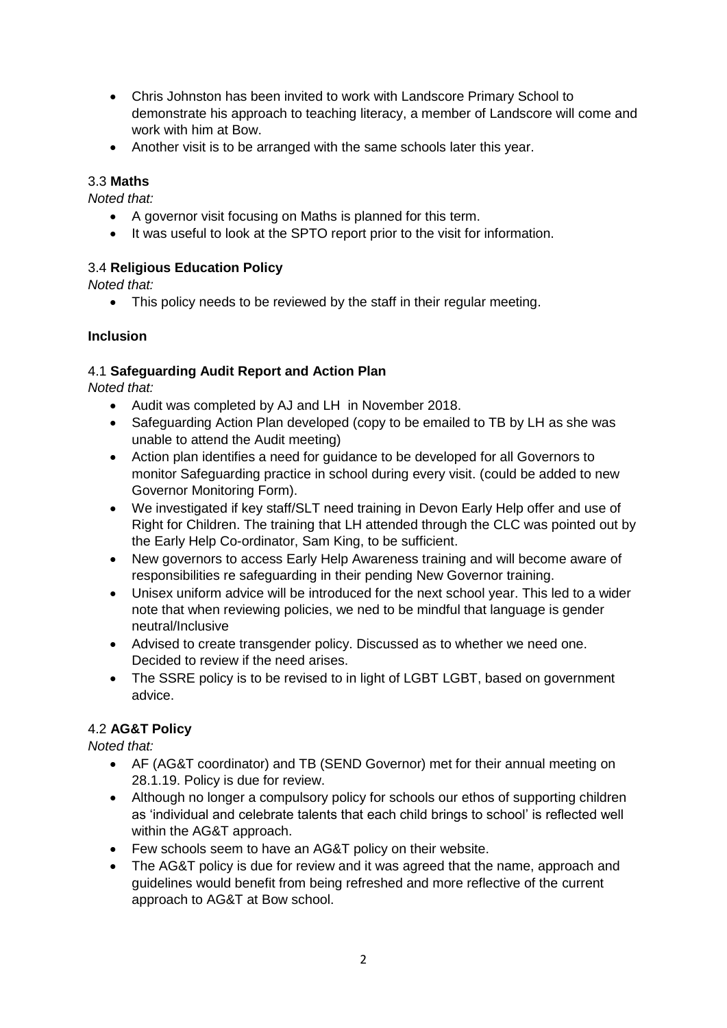- Chris Johnston has been invited to work with Landscore Primary School to demonstrate his approach to teaching literacy, a member of Landscore will come and work with him at Bow.
- Another visit is to be arranged with the same schools later this year.

### 3.3 **Maths**

*Noted that:*

- A governor visit focusing on Maths is planned for this term.
- It was useful to look at the SPTO report prior to the visit for information.

### 3.4 **Religious Education Policy**

*Noted that:*

- This policy needs to be reviewed by the staff in their regular meeting.

## **Inclusion**

### 4.1 **Safeguarding Audit Report and Action Plan**

*Noted that:*

- Audit was completed by AJ and LH in November 2018.
- Safeguarding Action Plan developed (copy to be emailed to TB by LH as she was unable to attend the Audit meeting)
- Action plan identifies a need for guidance to be developed for all Governors to monitor Safeguarding practice in school during every visit. (could be added to new Governor Monitoring Form).
- We investigated if key staff/SLT need training in Devon Early Help offer and use of Right for Children. The training that LH attended through the CLC was pointed out by the Early Help Co-ordinator, Sam King, to be sufficient.
- New governors to access Early Help Awareness training and will become aware of responsibilities re safeguarding in their pending New Governor training.
- Unisex uniform advice will be introduced for the next school year. This led to a wider note that when reviewing policies, we ned to be mindful that language is gender neutral/Inclusive
- Advised to create transgender policy. Discussed as to whether we need one. Decided to review if the need arises.
- The SSRE policy is to be revised to in light of LGBT LGBT, based on government advice.

### 4.2 **AG&T Policy**

*Noted that:*

- AF (AG&T coordinator) and TB (SEND Governor) met for their annual meeting on 28.1.19. Policy is due for review.
- Although no longer a compulsory policy for schools our ethos of supporting children as 'individual and celebrate talents that each child brings to school' is reflected well within the AG&T approach.
- Few schools seem to have an AG&T policy on their website.
- The AG&T policy is due for review and it was agreed that the name, approach and guidelines would benefit from being refreshed and more reflective of the current approach to AG&T at Bow school.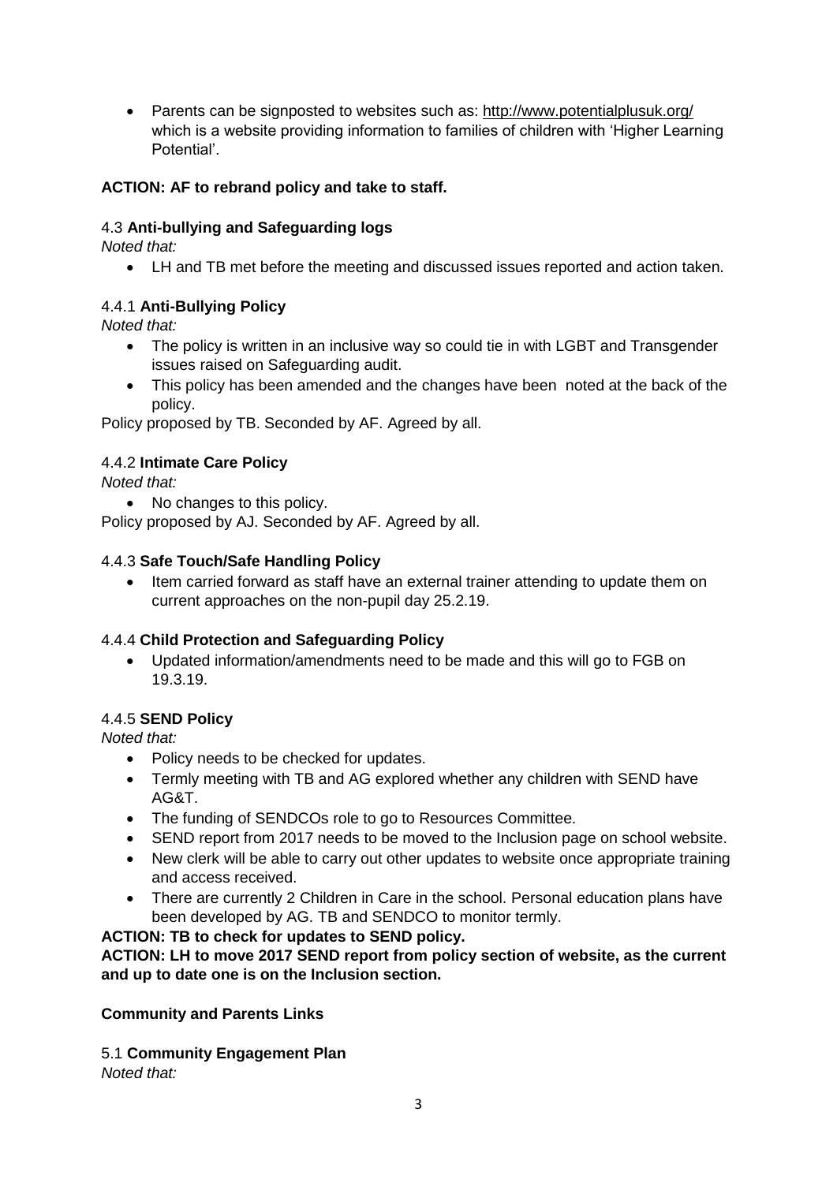- Parents can be signposted to websites such as: http://www.potentialplusuk.org/ which is a website providing information to families of children with 'Higher Learning Potential'.

**ACTION: AF to rebrand policy and take to staff.**

4.3 **Anti-bullying and Safeguarding logs**

*Noted that:*

- LH and TB met before the meeting and discussed issues reported and action taken.

4.4.1 **Anti-Bullying Policy**

*Noted that:*

- The policy is written in an inclusive way so could tie in with LGBT and Transgender issues raised on Safeguarding audit.
- This policy has been amended and the changes have been noted at the back of the policy.

Policy proposed by TB. Seconded by AF. Agreed by all.

4.4.2 **Intimate Care Policy**

*Noted that:*

- No changes to this policy.

Policy proposed by AJ. Seconded by AF. Agreed by all.

4.4.3 **Safe Touch/Safe Handling Policy**

- Item carried forward as staff have an external trainer attending to update them on current approaches on the non-pupil day 25.2.19.

4.4.4 **Child Protection and Safeguarding Policy**

- Updated information/amendments need to be made and this will go to FGB on 19.3.19.

4.4.5 **SEND Policy**

*Noted that:*

- Policy needs to be checked for updates.
- Termly meeting with TB and AG explored whether any children with SEND have AG&T.
- The funding of SENDCOs role to go to Resources Committee.
- SEND report from 2017 needs to be moved to the Inclusion page on school website.
- New clerk will be able to carry out other updates to website once appropriate training and access received.
- There are currently 2 Children in Care in the school. Personal education plans have been developed by AG. TB and SENDCO to monitor termly.

**ACTION: TB to check for updates to SEND policy.**

**ACTION: LH to move 2017 SEND report from policy section of website, as the current and up to date one is on the Inclusion section.**

**Community and Parents Links**

5.1 **Community Engagement Plan**

*Noted that:*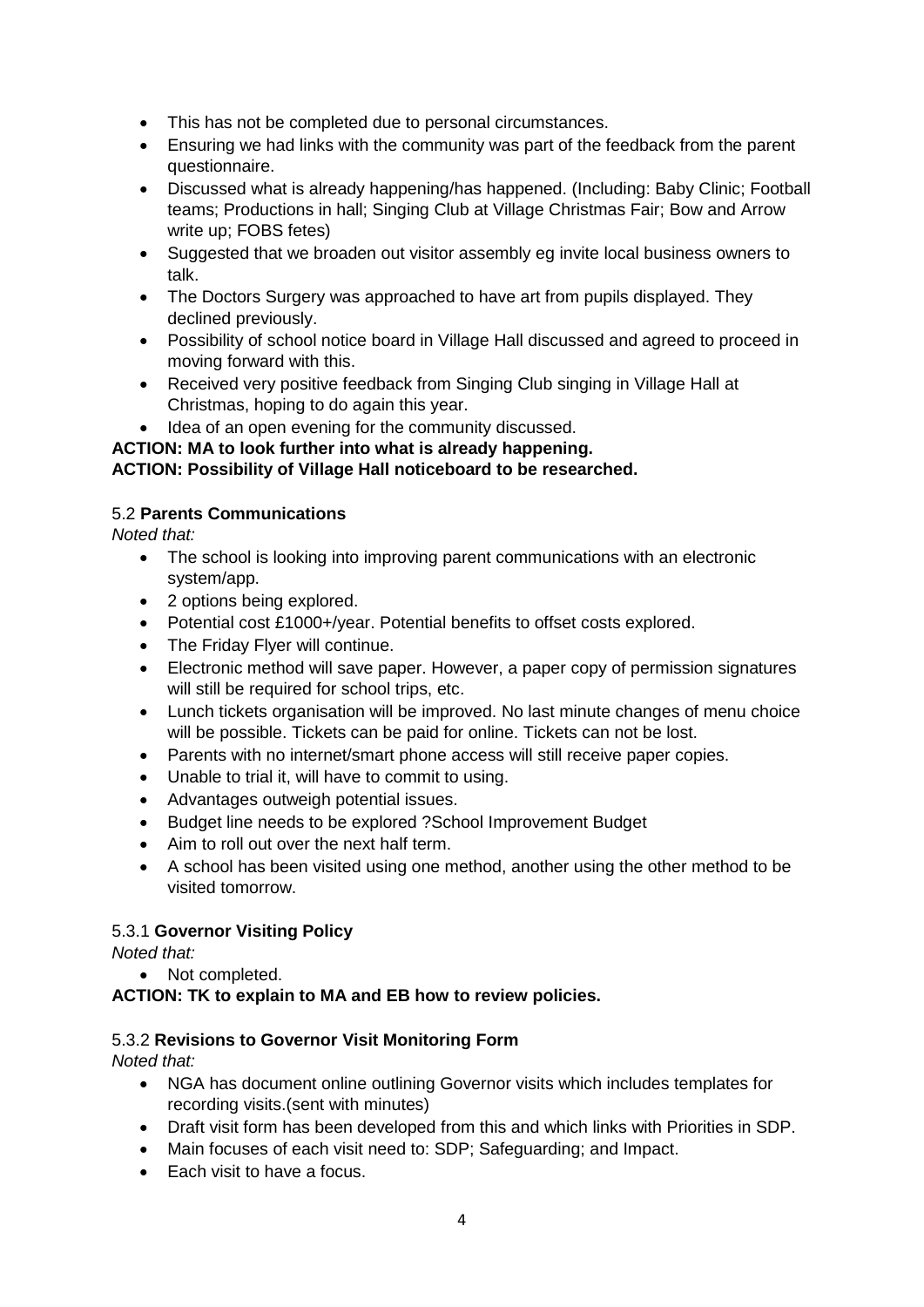- This has not be completed due to personal circumstances.
- Ensuring we had links with the community was part of the feedback from the parent questionnaire.
- Discussed what is already happening/has happened. (Including: Baby Clinic; Football teams; Productions in hall; Singing Club at Village Christmas Fair; Bow and Arrow write up; FOBS fetes)
- Suggested that we broaden out visitor assembly eg invite local business owners to talk.
- The Doctors Surgery was approached to have art from pupils displayed. They declined previously.
- Possibility of school notice board in Village Hall discussed and agreed to proceed in moving forward with this.
- Received very positive feedback from Singing Club singing in Village Hall at Christmas, hoping to do again this year.
- Idea of an open evening for the community discussed.

**ACTION: MA to look further into what is already happening.**
**ACTION: Possibility of Village Hall noticeboard to be researched.**

5.2 **Parents Communications**

*Noted that:*

- The school is looking into improving parent communications with an electronic system/app.
- 2 options being explored.
- Potential cost £1000+/year. Potential benefits to offset costs explored.
- The Friday Flyer will continue.
- Electronic method will save paper. However, a paper copy of permission signatures will still be required for school trips, etc.
- Lunch tickets organisation will be improved. No last minute changes of menu choice will be possible. Tickets can be paid for online. Tickets can not be lost.
- Parents with no internet/smart phone access will still receive paper copies.
- Unable to trial it, will have to commit to using.
- Advantages outweigh potential issues.
- Budget line needs to be explored ?School Improvement Budget
- Aim to roll out over the next half term.
- A school has been visited using one method, another using the other method to be visited tomorrow.

5.3.1 **Governor Visiting Policy**

*Noted that:*

- Not completed.

**ACTION: TK to explain to MA and EB how to review policies.**

5.3.2 **Revisions to Governor Visit Monitoring Form**

*Noted that:*

- NGA has document online outlining Governor visits which includes templates for recording visits.(sent with minutes)
- Draft visit form has been developed from this and which links with Priorities in SDP.
- Main focuses of each visit need to: SDP; Safeguarding; and Impact.
- Each visit to have a focus.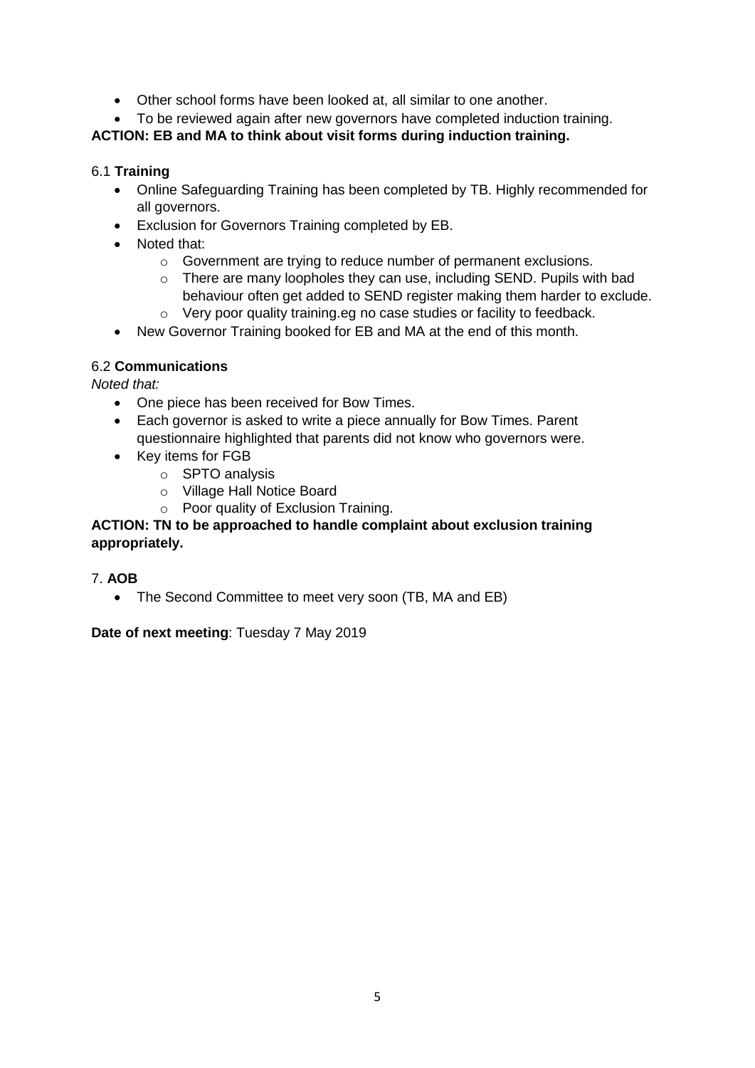- Other school forms have been looked at, all similar to one another.
- To be reviewed again after new governors have completed induction training.

**ACTION: EB and MA to think about visit forms during induction training.**

6.1 **Training**

- Online Safeguarding Training has been completed by TB. Highly recommended for all governors.
- Exclusion for Governors Training completed by EB.
- Noted that:
  - Government are trying to reduce number of permanent exclusions.
  - There are many loopholes they can use, including SEND. Pupils with bad behaviour often get added to SEND register making them harder to exclude.
  - Very poor quality training.eg no case studies or facility to feedback.
- New Governor Training booked for EB and MA at the end of this month.

6.2 **Communications**

*Noted that:*

- One piece has been received for Bow Times.
- Each governor is asked to write a piece annually for Bow Times. Parent questionnaire highlighted that parents did not know who governors were.
- Key items for FGB
  - SPTO analysis
  - Village Hall Notice Board
  - Poor quality of Exclusion Training.

**ACTION: TN to be approached to handle complaint about exclusion training appropriately.**

7. **AOB**

- The Second Committee to meet very soon (TB, MA and EB)

**Date of next meeting**: Tuesday 7 May 2019